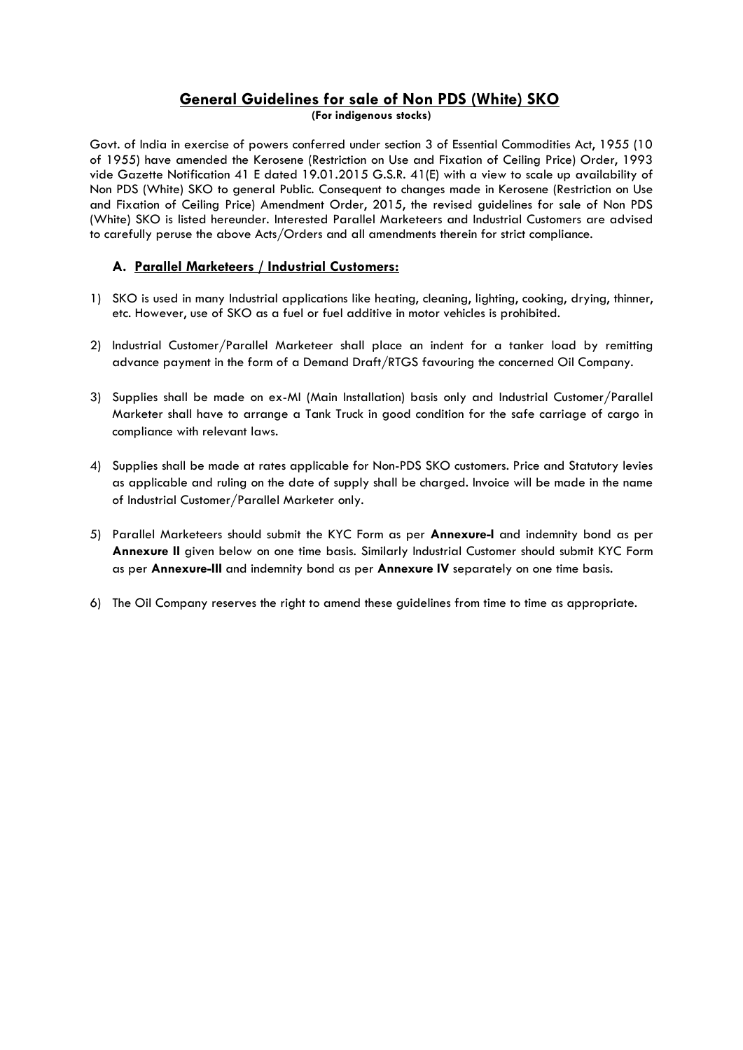# General Guidelines for sale of Non PDS (White) SKO

**(For indigenous stocks)**

Govt. of India in exercise of powers conferred under section 3 of Essential Commodities Act, 1955 (10 of 1955) have amended the Kerosene (Restriction on Use and Fixation of Ceiling Price) Order, 1993 vide Gazette Notification 41 E dated 19.01.2015 G.S.R. 41(E) with a view to scale up availability of Non PDS (White) SKO to general Public. Consequent to changes made in Kerosene (Restriction on Use and Fixation of Ceiling Price) Amendment Order, 2015, the revised guidelines for sale of Non PDS (White) SKO is listed hereunder. Interested Parallel Marketeers and Industrial Customers are advised to carefully peruse the above Acts/Orders and all amendments therein for strict compliance.

## A. Parallel Marketeers / Industrial Customers:

1) SKO is used in many Industrial applications like heating, cleaning, lighting, cooking, drying, thinner, etc. However, use of SKO as a fuel or fuel additive in motor vehicles is prohibited.

2) Industrial Customer/Parallel Marketeer shall place an indent for a tanker load by remitting advance payment in the form of a Demand Draft/RTGS favouring the concerned Oil Company.

3) Supplies shall be made on ex-MI (Main Installation) basis only and Industrial Customer/Parallel Marketer shall have to arrange a Tank Truck in good condition for the safe carriage of cargo in compliance with relevant laws.

4) Supplies shall be made at rates applicable for Non-PDS SKO customers. Price and Statutory levies as applicable and ruling on the date of supply shall be charged. Invoice will be made in the name of Industrial Customer/Parallel Marketer only.

5) Parallel Marketeers should submit the KYC Form as per **Annexure-I** and indemnity bond as per **Annexure II** given below on one time basis. Similarly Industrial Customer should submit KYC Form as per **Annexure-III** and indemnity bond as per **Annexure IV** separately on one time basis.

6) The Oil Company reserves the right to amend these guidelines from time to time as appropriate.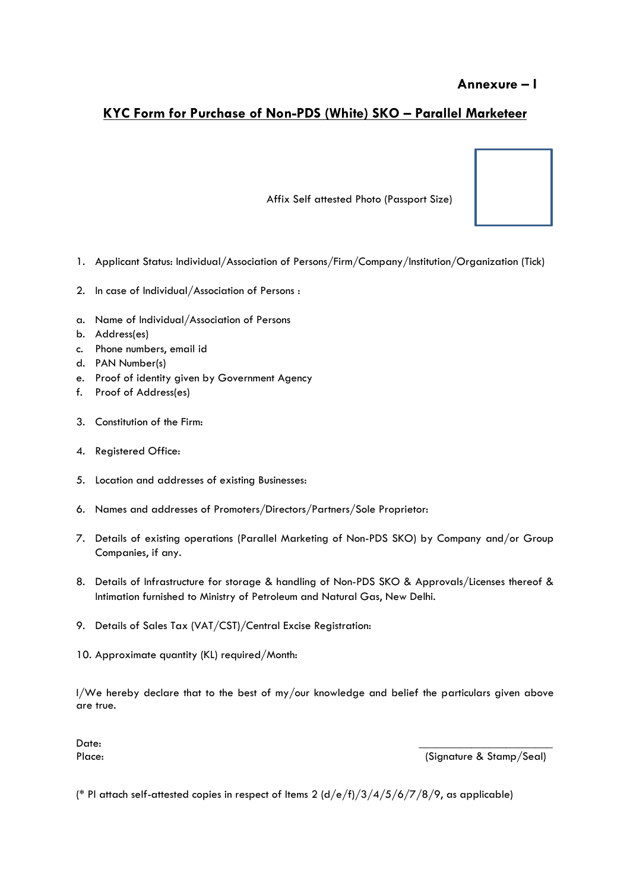**Annexure – I**

## KYC Form for Purchase of Non-PDS (White) SKO – Parallel Marketeer

Affix Self attested Photo (Passport Size)

1. Applicant Status: Individual/Association of Persons/Firm/Company/Institution/Organization (Tick)

2. In case of Individual/Association of Persons :

a. Name of Individual/Association of Persons
b. Address(es)
c. Phone numbers, email id
d. PAN Number(s)
e. Proof of identity given by Government Agency
f. Proof of Address(es)

3. Constitution of the Firm:

4. Registered Office:

5. Location and addresses of existing Businesses:

6. Names and addresses of Promoters/Directors/Partners/Sole Proprietor:

7. Details of existing operations (Parallel Marketing of Non-PDS SKO) by Company and/or Group Companies, if any.

8. Details of Infrastructure for storage & handling of Non-PDS SKO & Approvals/Licenses thereof & Intimation furnished to Ministry of Petroleum and Natural Gas, New Delhi.

9. Details of Sales Tax (VAT/CST)/Central Excise Registration:

10. Approximate quantity (KL) required/Month:

I/We hereby declare that to the best of my/our knowledge and belief the particulars given above are true.

Date:

Place:

______________________

(Signature & Stamp/Seal)

(* Pl attach self-attested copies in respect of Items 2 (d/e/f)/3/4/5/6/7/8/9, as applicable)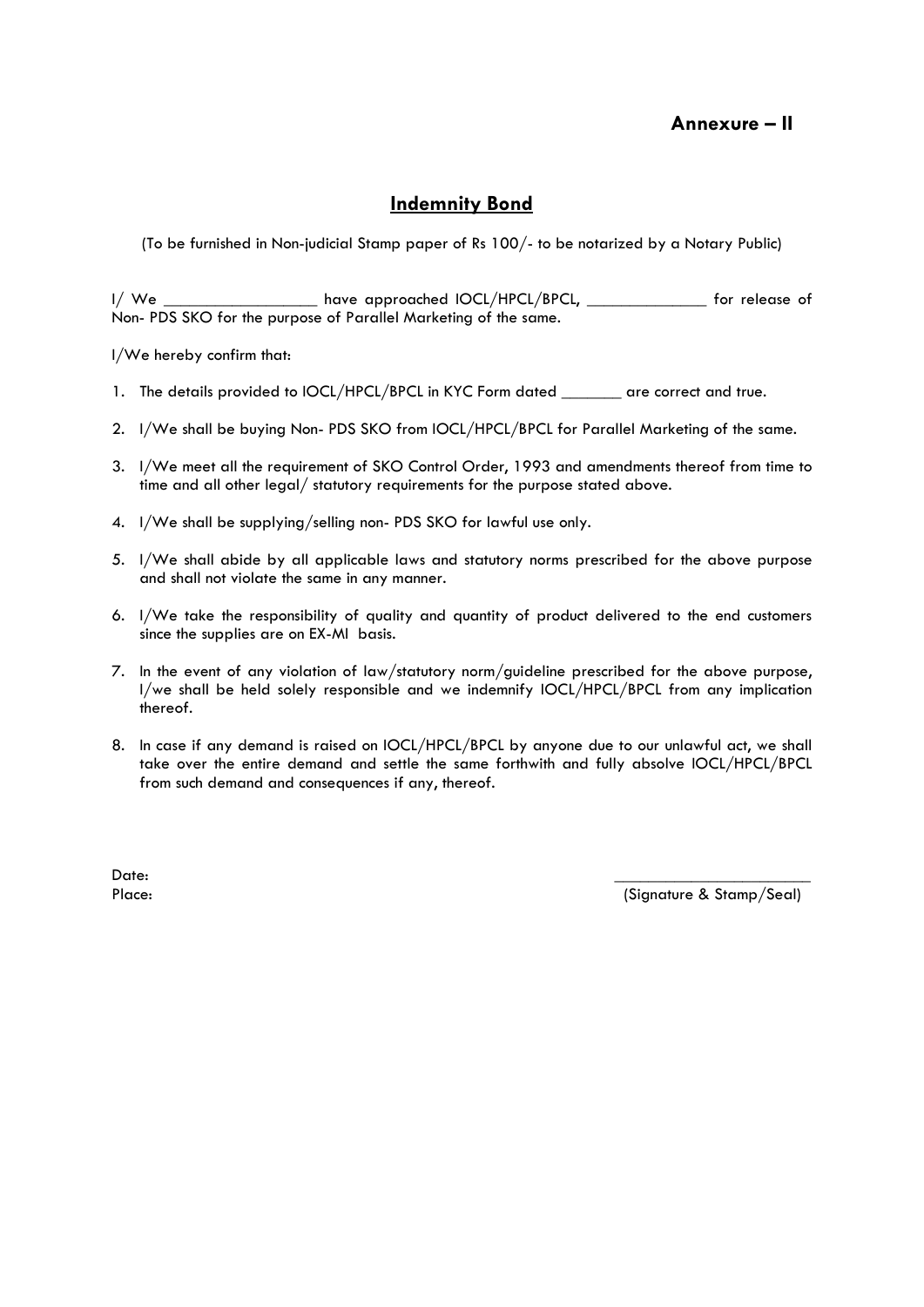**Annexure – II**

## Indemnity Bond

(To be furnished in Non-judicial Stamp paper of Rs 100/- to be notarized by a Notary Public)

I/ We __________________ have approached IOCL/HPCL/BPCL, ______________ for release of Non- PDS SKO for the purpose of Parallel Marketing of the same.

I/We hereby confirm that:

1. The details provided to IOCL/HPCL/BPCL in KYC Form dated _______ are correct and true.
2. I/We shall be buying Non- PDS SKO from IOCL/HPCL/BPCL for Parallel Marketing of the same.
3. I/We meet all the requirement of SKO Control Order, 1993 and amendments thereof from time to time and all other legal/ statutory requirements for the purpose stated above.
4. I/We shall be supplying/selling non- PDS SKO for lawful use only.
5. I/We shall abide by all applicable laws and statutory norms prescribed for the above purpose and shall not violate the same in any manner.
6. I/We take the responsibility of quality and quantity of product delivered to the end customers since the supplies are on EX-MI basis.
7. In the event of any violation of law/statutory norm/guideline prescribed for the above purpose, I/we shall be held solely responsible and we indemnify IOCL/HPCL/BPCL from any implication thereof.
8. In case if any demand is raised on IOCL/HPCL/BPCL by anyone due to our unlawful act, we shall take over the entire demand and settle the same forthwith and fully absolve IOCL/HPCL/BPCL from such demand and consequences if any, thereof.

Date:

Place:

_______________________

(Signature & Stamp/Seal)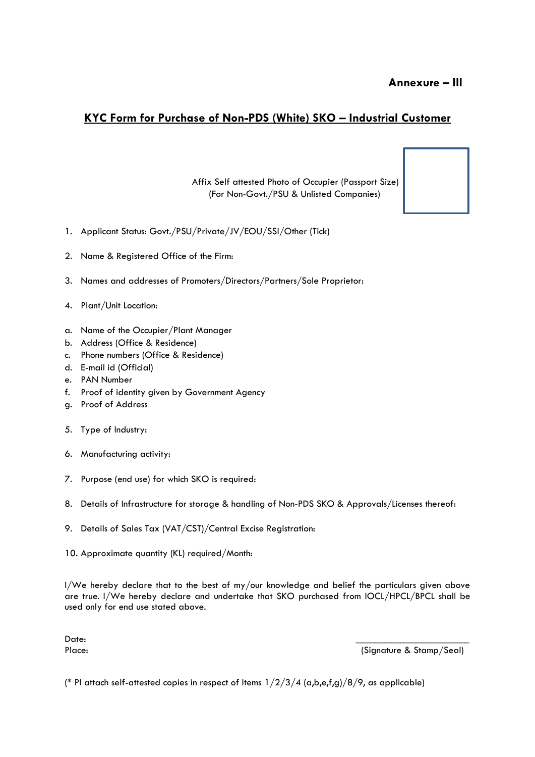**Annexure – III**

## KYC Form for Purchase of Non-PDS (White) SKO – Industrial Customer

Affix Self attested Photo of Occupier (Passport Size)
(For Non-Govt./PSU & Unlisted Companies)

1. Applicant Status: Govt./PSU/Private/JV/EOU/SSI/Other (Tick)
2. Name & Registered Office of the Firm:
3. Names and addresses of Promoters/Directors/Partners/Sole Proprietor:
4. Plant/Unit Location:

a. Name of the Occupier/Plant Manager
b. Address (Office & Residence)
c. Phone numbers (Office & Residence)
d. E-mail id (Official)
e. PAN Number
f. Proof of identity given by Government Agency
g. Proof of Address

5. Type of Industry:
6. Manufacturing activity:
7. Purpose (end use) for which SKO is required:
8. Details of Infrastructure for storage & handling of Non-PDS SKO & Approvals/Licenses thereof:
9. Details of Sales Tax (VAT/CST)/Central Excise Registration:
10. Approximate quantity (KL) required/Month:

I/We hereby declare that to the best of my/our knowledge and belief the particulars given above are true. I/We hereby declare and undertake that SKO purchased from IOCL/HPCL/BPCL shall be used only for end use stated above.

Date:
Place:

(Signature & Stamp/Seal)

(* Pl attach self-attested copies in respect of Items 1/2/3/4 (a,b,e,f,g)/8/9, as applicable)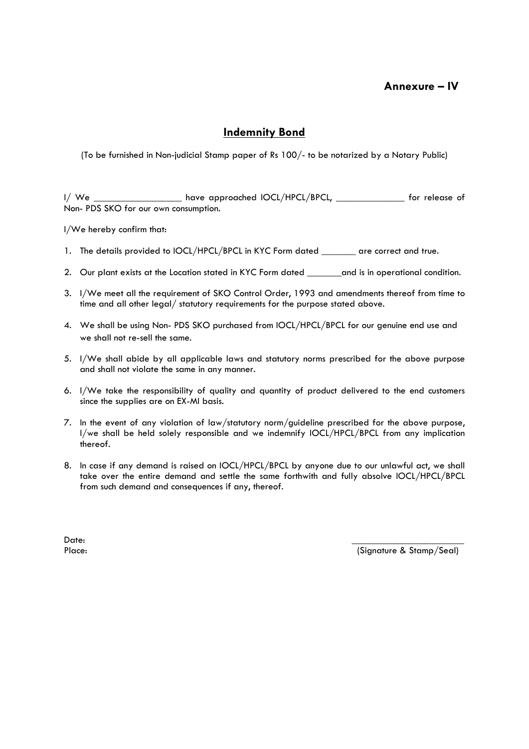**Annexure – IV**

## Indemnity Bond

(To be furnished in Non-judicial Stamp paper of Rs 100/- to be notarized by a Notary Public)

I/ We __________________ have approached IOCL/HPCL/BPCL, ______________ for release of Non- PDS SKO for our own consumption.

I/We hereby confirm that:

1. The details provided to IOCL/HPCL/BPCL in KYC Form dated _______ are correct and true.
2. Our plant exists at the Location stated in KYC Form dated _______and is in operational condition.
3. I/We meet all the requirement of SKO Control Order, 1993 and amendments thereof from time to time and all other legal/ statutory requirements for the purpose stated above.
4. We shall be using Non- PDS SKO purchased from IOCL/HPCL/BPCL for our genuine end use and we shall not re-sell the same.
5. I/We shall abide by all applicable laws and statutory norms prescribed for the above purpose and shall not violate the same in any manner.
6. I/We take the responsibility of quality and quantity of product delivered to the end customers since the supplies are on EX-MI basis.
7. In the event of any violation of law/statutory norm/guideline prescribed for the above purpose, I/we shall be held solely responsible and we indemnify IOCL/HPCL/BPCL from any implication thereof.
8. In case if any demand is raised on IOCL/HPCL/BPCL by anyone due to our unlawful act, we shall take over the entire demand and settle the same forthwith and fully absolve IOCL/HPCL/BPCL from such demand and consequences if any, thereof.

Date:

Place:

_______________________

(Signature & Stamp/Seal)